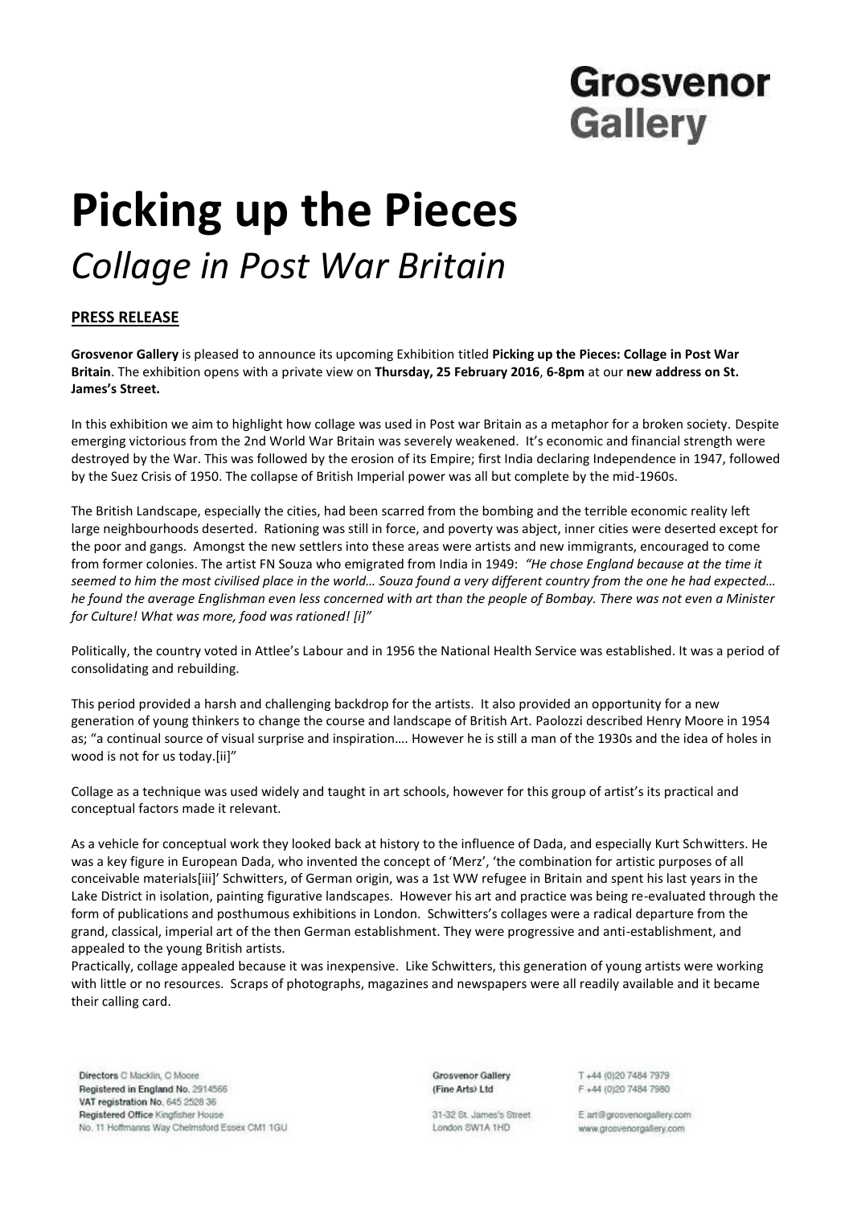Grosvenor Gallery

# Picking up the Pieces

## *Collage in Post War Britain*

**PRESS RELEASE**

**Grosvenor Gallery** is pleased to announce its upcoming Exhibition titled **Picking up the Pieces: Collage in Post War Britain**. The exhibition opens with a private view on **Thursday, 25 February 2016**, **6-8pm** at our **new address on St. James's Street.**

In this exhibition we aim to highlight how collage was used in Post war Britain as a metaphor for a broken society. Despite emerging victorious from the 2nd World War Britain was severely weakened. It's economic and financial strength were destroyed by the War. This was followed by the erosion of its Empire; first India declaring Independence in 1947, followed by the Suez Crisis of 1950. The collapse of British Imperial power was all but complete by the mid-1960s.

The British Landscape, especially the cities, had been scarred from the bombing and the terrible economic reality left large neighbourhoods deserted. Rationing was still in force, and poverty was abject, inner cities were deserted except for the poor and gangs. Amongst the new settlers into these areas were artists and new immigrants, encouraged to come from former colonies. The artist FN Souza who emigrated from India in 1949: *"He chose England because at the time it seemed to him the most civilised place in the world… Souza found a very different country from the one he had expected… he found the average Englishman even less concerned with art than the people of Bombay. There was not even a Minister for Culture! What was more, food was rationed! [i]"*

Politically, the country voted in Attlee's Labour and in 1956 the National Health Service was established. It was a period of consolidating and rebuilding.

This period provided a harsh and challenging backdrop for the artists. It also provided an opportunity for a new generation of young thinkers to change the course and landscape of British Art. Paolozzi described Henry Moore in 1954 as; "a continual source of visual surprise and inspiration…. However he is still a man of the 1930s and the idea of holes in wood is not for us today.[ii]"

Collage as a technique was used widely and taught in art schools, however for this group of artist's its practical and conceptual factors made it relevant.

As a vehicle for conceptual work they looked back at history to the influence of Dada, and especially Kurt Schwitters. He was a key figure in European Dada, who invented the concept of 'Merz', 'the combination for artistic purposes of all conceivable materials[iii]' Schwitters, of German origin, was a 1st WW refugee in Britain and spent his last years in the Lake District in isolation, painting figurative landscapes. However his art and practice was being re-evaluated through the form of publications and posthumous exhibitions in London. Schwitters's collages were a radical departure from the grand, classical, imperial art of the then German establishment. They were progressive and anti-establishment, and appealed to the young British artists.

Practically, collage appealed because it was inexpensive. Like Schwitters, this generation of young artists were working with little or no resources. Scraps of photographs, magazines and newspapers were all readily available and it became their calling card.

Directors C Macklin, C Moore
Registered in England No. 2914566
VAT registration No. 645 2528 36
Registered Office Kingfisher House
No. 11 Hoffmanns Way Chelmsford Essex CM1 1GU

Grosvenor Gallery
(Fine Arts) Ltd

31-32 St. James's Street
London SW1A 1HD

T +44 (0)20 7484 7979
F +44 (0)20 7484 7980

E art@grosvenorgallery.com
www.grosvenorgallery.com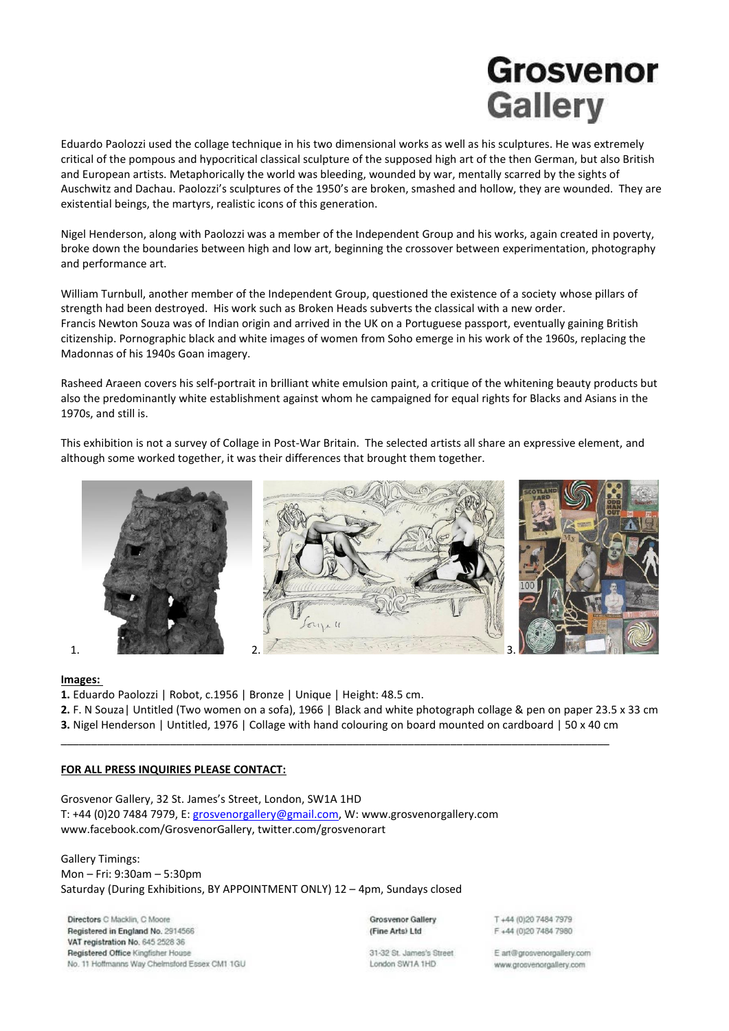Grosvenor Gallery

Eduardo Paolozzi used the collage technique in his two dimensional works as well as his sculptures. He was extremely critical of the pompous and hypocritical classical sculpture of the supposed high art of the then German, but also British and European artists. Metaphorically the world was bleeding, wounded by war, mentally scarred by the sights of Auschwitz and Dachau. Paolozzi's sculptures of the 1950's are broken, smashed and hollow, they are wounded. They are existential beings, the martyrs, realistic icons of this generation.

Nigel Henderson, along with Paolozzi was a member of the Independent Group and his works, again created in poverty, broke down the boundaries between high and low art, beginning the crossover between experimentation, photography and performance art.

William Turnbull, another member of the Independent Group, questioned the existence of a society whose pillars of strength had been destroyed. His work such as Broken Heads subverts the classical with a new order.
Francis Newton Souza was of Indian origin and arrived in the UK on a Portuguese passport, eventually gaining British citizenship. Pornographic black and white images of women from Soho emerge in his work of the 1960s, replacing the Madonnas of his 1940s Goan imagery.

Rasheed Araeen covers his self-portrait in brilliant white emulsion paint, a critique of the whitening beauty products but also the predominantly white establishment against whom he campaigned for equal rights for Blacks and Asians in the 1970s, and still is.

This exhibition is not a survey of Collage in Post-War Britain. The selected artists all share an expressive element, and although some worked together, it was their differences that brought them together.

1. 2. 3.

**Images:**

**1.** Eduardo Paolozzi | Robot, c.1956 | Bronze | Unique | Height: 48.5 cm.
**2.** F. N Souza| Untitled (Two women on a sofa), 1966 | Black and white photograph collage & pen on paper 23.5 x 33 cm
**3.** Nigel Henderson | Untitled, 1976 | Collage with hand colouring on board mounted on cardboard | 50 x 40 cm

---

**FOR ALL PRESS INQUIRIES PLEASE CONTACT:**

Grosvenor Gallery, 32 St. James's Street, London, SW1A 1HD
T: +44 (0)20 7484 7979, E: grosvenorgallery@gmail.com, W: www.grosvenorgallery.com
www.facebook.com/GrosvenorGallery, twitter.com/grosvenorart

Gallery Timings:
Mon – Fri: 9:30am – 5:30pm
Saturday (During Exhibitions, BY APPOINTMENT ONLY) 12 – 4pm, Sundays closed

**Directors** C Macklin, C Moore
**Registered in England No.** 2914566
**VAT registration No.** 645 2528 36
**Registered Office** Kingfisher House
No. 11 Hoffmanns Way Chelmsford Essex CM1 1GU

**Grosvenor Gallery (Fine Arts) Ltd**

31-32 St. James's Street
London SW1A 1HD

T +44 (0)20 7484 7979
F +44 (0)20 7484 7980

E art@grosvenorgallery.com
www.grosvenorgallery.com